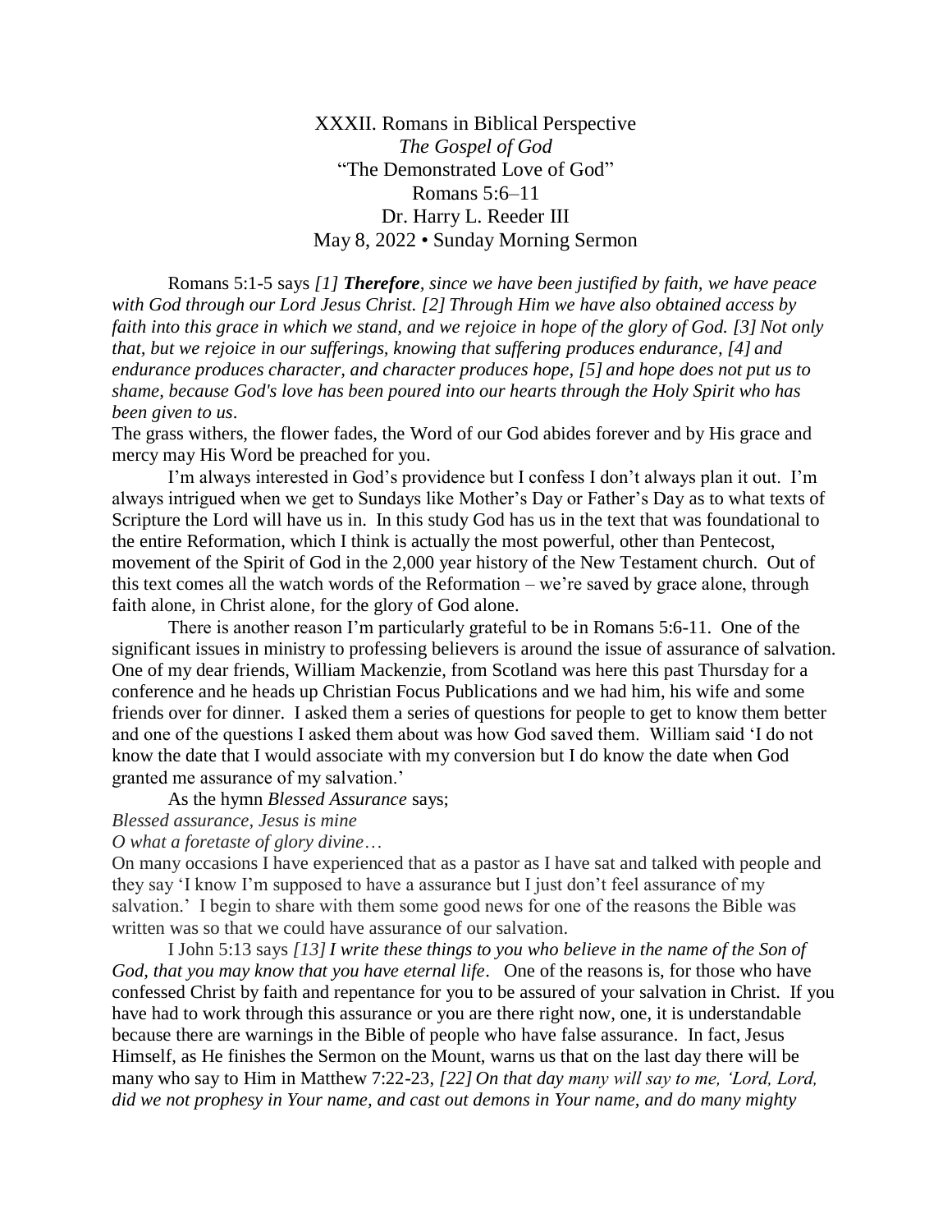XXXII. Romans in Biblical Perspective

*The Gospel of God*

"The Demonstrated Love of God"

Romans 5:6–11

Dr. Harry L. Reeder III

May 8, 2022 • Sunday Morning Sermon

Romans 5:1-5 says *[1] **Therefore**, since we have been justified by faith, we have peace with God through our Lord Jesus Christ. [2] Through Him we have also obtained access by faith into this grace in which we stand, and we rejoice in hope of the glory of God. [3] Not only that, but we rejoice in our sufferings, knowing that suffering produces endurance, [4] and endurance produces character, and character produces hope, [5] and hope does not put us to shame, because God's love has been poured into our hearts through the Holy Spirit who has been given to us*.

The grass withers, the flower fades, the Word of our God abides forever and by His grace and mercy may His Word be preached for you.

I'm always interested in God's providence but I confess I don't always plan it out. I'm always intrigued when we get to Sundays like Mother's Day or Father's Day as to what texts of Scripture the Lord will have us in. In this study God has us in the text that was foundational to the entire Reformation, which I think is actually the most powerful, other than Pentecost, movement of the Spirit of God in the 2,000 year history of the New Testament church. Out of this text comes all the watch words of the Reformation – we're saved by grace alone, through faith alone, in Christ alone, for the glory of God alone.

There is another reason I'm particularly grateful to be in Romans 5:6-11. One of the significant issues in ministry to professing believers is around the issue of assurance of salvation. One of my dear friends, William Mackenzie, from Scotland was here this past Thursday for a conference and he heads up Christian Focus Publications and we had him, his wife and some friends over for dinner. I asked them a series of questions for people to get to know them better and one of the questions I asked them about was how God saved them. William said 'I do not know the date that I would associate with my conversion but I do know the date when God granted me assurance of my salvation.'

As the hymn *Blessed Assurance* says;

*Blessed assurance, Jesus is mine*
*O what a foretaste of glory divine*…

On many occasions I have experienced that as a pastor as I have sat and talked with people and they say 'I know I'm supposed to have a assurance but I just don't feel assurance of my salvation.' I begin to share with them some good news for one of the reasons the Bible was written was so that we could have assurance of our salvation.

I John 5:13 says *[13] I write these things to you who believe in the name of the Son of God, that you may know that you have eternal life*. One of the reasons is, for those who have confessed Christ by faith and repentance for you to be assured of your salvation in Christ. If you have had to work through this assurance or you are there right now, one, it is understandable because there are warnings in the Bible of people who have false assurance. In fact, Jesus Himself, as He finishes the Sermon on the Mount, warns us that on the last day there will be many who say to Him in Matthew 7:22-23, *[22] On that day many will say to me, 'Lord, Lord, did we not prophesy in Your name, and cast out demons in Your name, and do many mighty*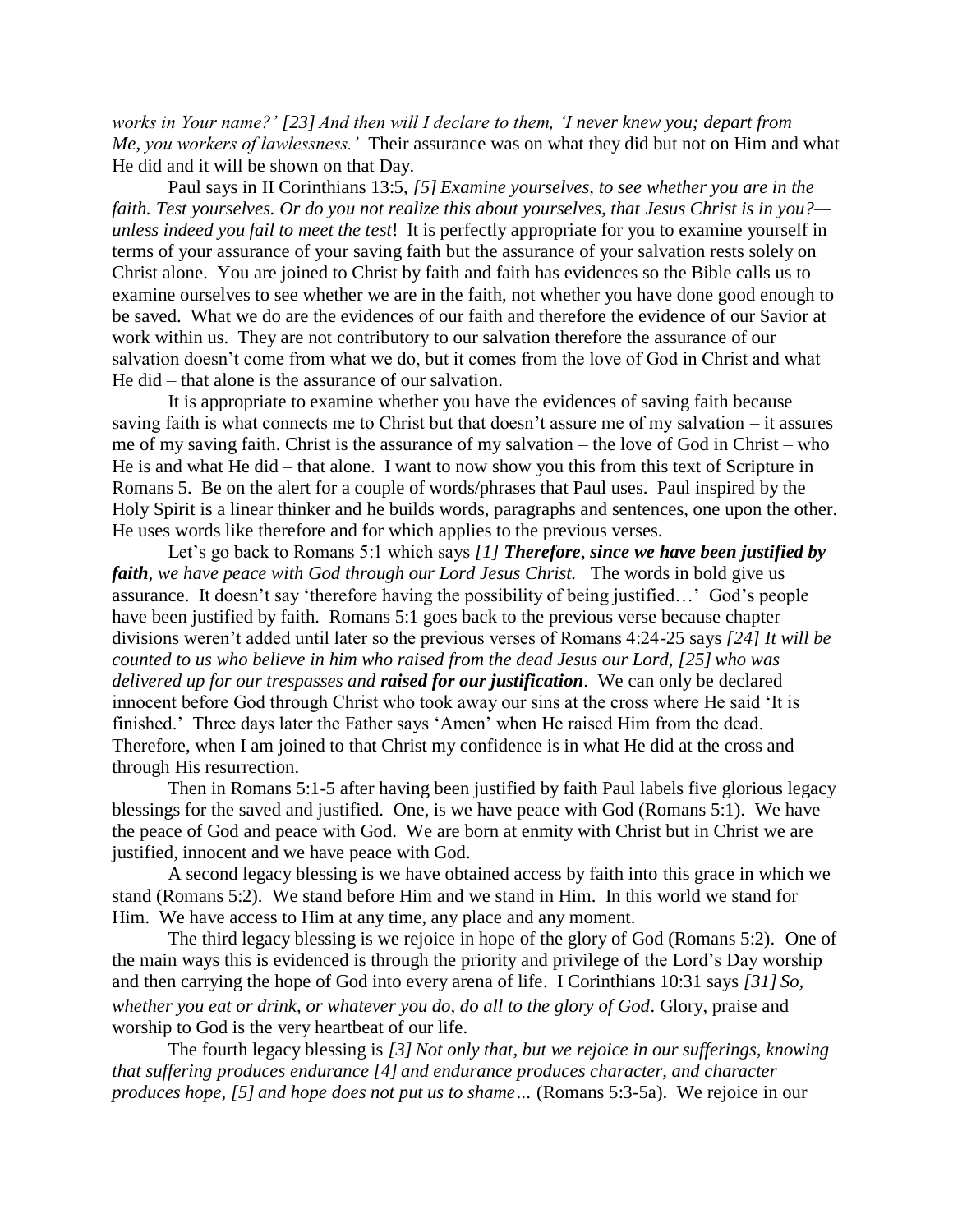*works in Your name?' [23] And then will I declare to them, 'I never knew you; depart from Me, you workers of lawlessness.'* Their assurance was on what they did but not on Him and what He did and it will be shown on that Day.

Paul says in II Corinthians 13:5, *[5] Examine yourselves, to see whether you are in the faith. Test yourselves. Or do you not realize this about yourselves, that Jesus Christ is in you?—unless indeed you fail to meet the test*! It is perfectly appropriate for you to examine yourself in terms of your assurance of your saving faith but the assurance of your salvation rests solely on Christ alone. You are joined to Christ by faith and faith has evidences so the Bible calls us to examine ourselves to see whether we are in the faith, not whether you have done good enough to be saved. What we do are the evidences of our faith and therefore the evidence of our Savior at work within us. They are not contributory to our salvation therefore the assurance of our salvation doesn't come from what we do, but it comes from the love of God in Christ and what He did – that alone is the assurance of our salvation.

It is appropriate to examine whether you have the evidences of saving faith because saving faith is what connects me to Christ but that doesn't assure me of my salvation – it assures me of my saving faith. Christ is the assurance of my salvation – the love of God in Christ – who He is and what He did – that alone. I want to now show you this from this text of Scripture in Romans 5. Be on the alert for a couple of words/phrases that Paul uses. Paul inspired by the Holy Spirit is a linear thinker and he builds words, paragraphs and sentences, one upon the other. He uses words like therefore and for which applies to the previous verses.

Let's go back to Romans 5:1 which says *[1]* ***Therefore**, **since we have been justified by faith**, we have peace with God through our Lord Jesus Christ.* The words in bold give us assurance. It doesn't say 'therefore having the possibility of being justified…' God's people have been justified by faith. Romans 5:1 goes back to the previous verse because chapter divisions weren't added until later so the previous verses of Romans 4:24-25 says *[24] It will be counted to us who believe in him who raised from the dead Jesus our Lord, [25] who was delivered up for our trespasses and* ***raised for our justification***. We can only be declared innocent before God through Christ who took away our sins at the cross where He said 'It is finished.' Three days later the Father says 'Amen' when He raised Him from the dead. Therefore, when I am joined to that Christ my confidence is in what He did at the cross and through His resurrection.

Then in Romans 5:1-5 after having been justified by faith Paul labels five glorious legacy blessings for the saved and justified. One, is we have peace with God (Romans 5:1). We have the peace of God and peace with God. We are born at enmity with Christ but in Christ we are justified, innocent and we have peace with God.

A second legacy blessing is we have obtained access by faith into this grace in which we stand (Romans 5:2). We stand before Him and we stand in Him. In this world we stand for Him. We have access to Him at any time, any place and any moment.

The third legacy blessing is we rejoice in hope of the glory of God (Romans 5:2). One of the main ways this is evidenced is through the priority and privilege of the Lord's Day worship and then carrying the hope of God into every arena of life. I Corinthians 10:31 says *[31] So, whether you eat or drink, or whatever you do, do all to the glory of God*. Glory, praise and worship to God is the very heartbeat of our life.

The fourth legacy blessing is *[3] Not only that, but we rejoice in our sufferings, knowing that suffering produces endurance [4] and endurance produces character, and character produces hope, [5] and hope does not put us to shame…* (Romans 5:3-5a). We rejoice in our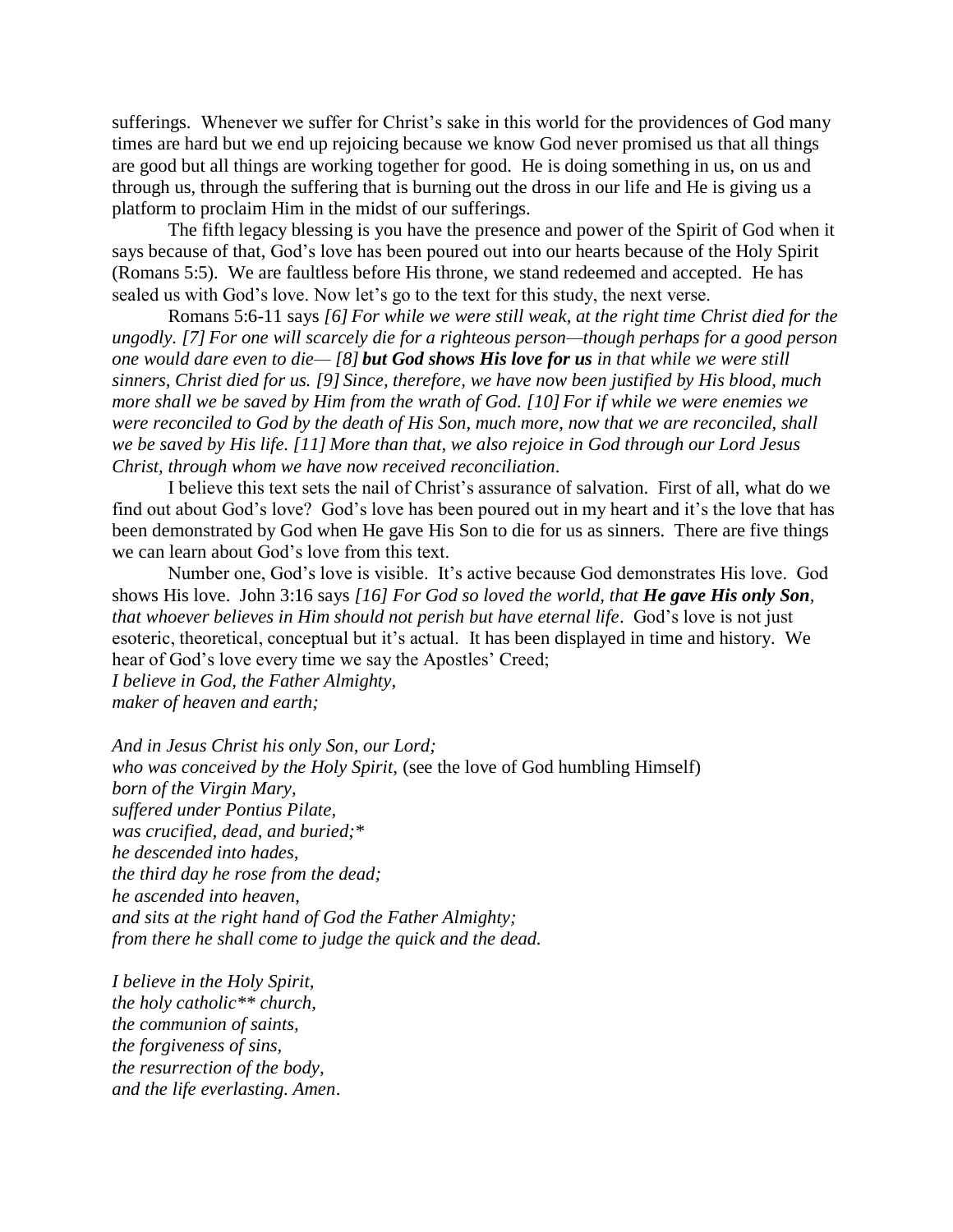sufferings. Whenever we suffer for Christ's sake in this world for the providences of God many times are hard but we end up rejoicing because we know God never promised us that all things are good but all things are working together for good. He is doing something in us, on us and through us, through the suffering that is burning out the dross in our life and He is giving us a platform to proclaim Him in the midst of our sufferings.

The fifth legacy blessing is you have the presence and power of the Spirit of God when it says because of that, God's love has been poured out into our hearts because of the Holy Spirit (Romans 5:5). We are faultless before His throne, we stand redeemed and accepted. He has sealed us with God's love. Now let's go to the text for this study, the next verse.

Romans 5:6-11 says *[6] For while we were still weak, at the right time Christ died for the ungodly. [7] For one will scarcely die for a righteous person—though perhaps for a good person one would dare even to die— [8] **but God shows His love for us** in that while we were still sinners, Christ died for us. [9] Since, therefore, we have now been justified by His blood, much more shall we be saved by Him from the wrath of God. [10] For if while we were enemies we were reconciled to God by the death of His Son, much more, now that we are reconciled, shall we be saved by His life. [11] More than that, we also rejoice in God through our Lord Jesus Christ, through whom we have now received reconciliation*.

I believe this text sets the nail of Christ's assurance of salvation. First of all, what do we find out about God's love? God's love has been poured out in my heart and it's the love that has been demonstrated by God when He gave His Son to die for us as sinners. There are five things we can learn about God's love from this text.

Number one, God's love is visible. It's active because God demonstrates His love. God shows His love. John 3:16 says *[16] For God so loved the world, that **He gave His only Son**, that whoever believes in Him should not perish but have eternal life*. God's love is not just esoteric, theoretical, conceptual but it's actual. It has been displayed in time and history. We hear of God's love every time we say the Apostles' Creed;

*I believe in God, the Father Almighty,*
*maker of heaven and earth;*

*And in Jesus Christ his only Son, our Lord;*
*who was conceived by the Holy Spirit,* (see the love of God humbling Himself)
*born of the Virgin Mary,*
*suffered under Pontius Pilate,*
*was crucified, dead, and buried;**
*he descended into hades,*
*the third day he rose from the dead;*
*he ascended into heaven,*
*and sits at the right hand of God the Father Almighty;*
*from there he shall come to judge the quick and the dead.*

*I believe in the Holy Spirit,*
*the holy catholic** church,*
*the communion of saints,*
*the forgiveness of sins,*
*the resurrection of the body,*
*and the life everlasting. Amen*.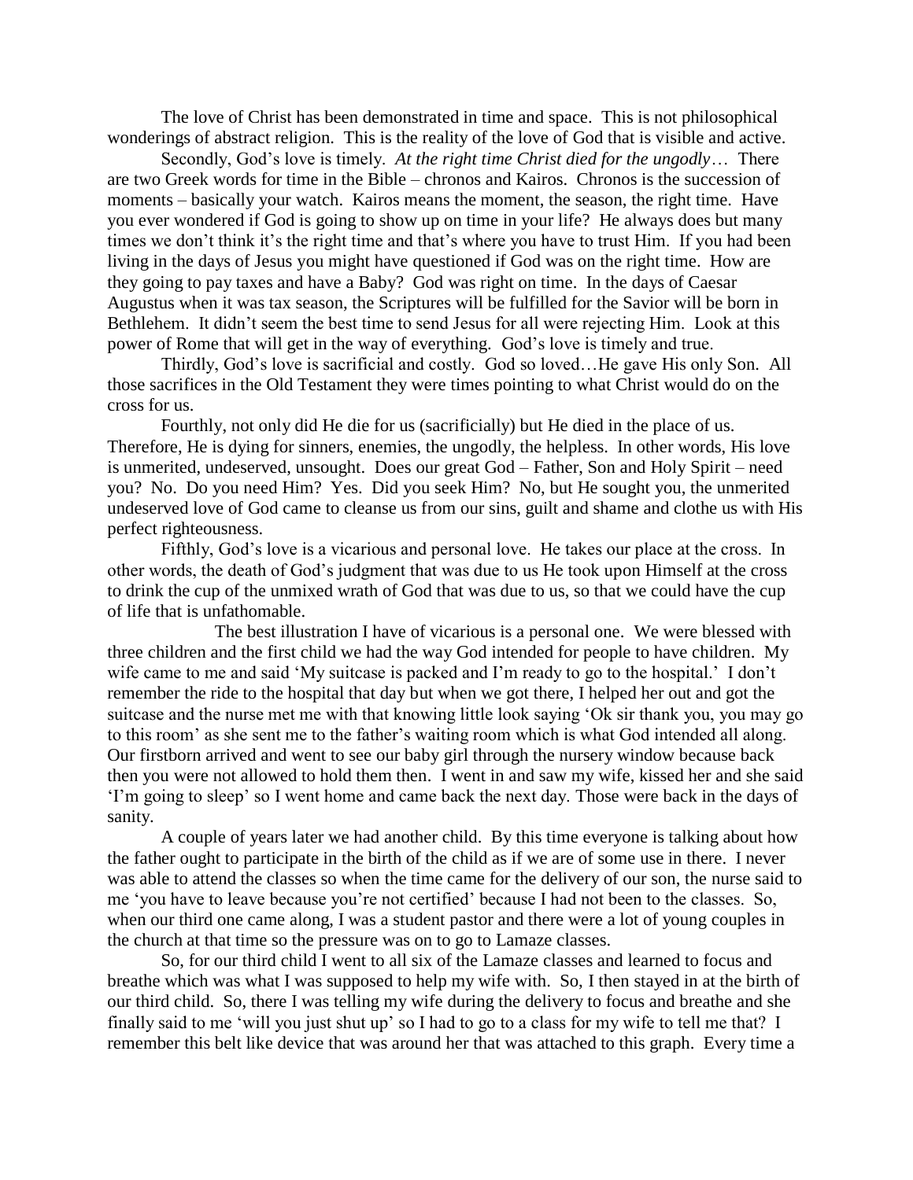The love of Christ has been demonstrated in time and space. This is not philosophical wonderings of abstract religion. This is the reality of the love of God that is visible and active.

Secondly, God's love is timely. *At the right time Christ died for the ungodly*… There are two Greek words for time in the Bible – chronos and Kairos. Chronos is the succession of moments – basically your watch. Kairos means the moment, the season, the right time. Have you ever wondered if God is going to show up on time in your life? He always does but many times we don't think it's the right time and that's where you have to trust Him. If you had been living in the days of Jesus you might have questioned if God was on the right time. How are they going to pay taxes and have a Baby? God was right on time. In the days of Caesar Augustus when it was tax season, the Scriptures will be fulfilled for the Savior will be born in Bethlehem. It didn't seem the best time to send Jesus for all were rejecting Him. Look at this power of Rome that will get in the way of everything. God's love is timely and true.

Thirdly, God's love is sacrificial and costly. God so loved…He gave His only Son. All those sacrifices in the Old Testament they were times pointing to what Christ would do on the cross for us.

Fourthly, not only did He die for us (sacrificially) but He died in the place of us. Therefore, He is dying for sinners, enemies, the ungodly, the helpless. In other words, His love is unmerited, undeserved, unsought. Does our great God – Father, Son and Holy Spirit – need you? No. Do you need Him? Yes. Did you seek Him? No, but He sought you, the unmerited undeserved love of God came to cleanse us from our sins, guilt and shame and clothe us with His perfect righteousness.

Fifthly, God's love is a vicarious and personal love. He takes our place at the cross. In other words, the death of God's judgment that was due to us He took upon Himself at the cross to drink the cup of the unmixed wrath of God that was due to us, so that we could have the cup of life that is unfathomable.

The best illustration I have of vicarious is a personal one. We were blessed with three children and the first child we had the way God intended for people to have children. My wife came to me and said 'My suitcase is packed and I'm ready to go to the hospital.' I don't remember the ride to the hospital that day but when we got there, I helped her out and got the suitcase and the nurse met me with that knowing little look saying 'Ok sir thank you, you may go to this room' as she sent me to the father's waiting room which is what God intended all along. Our firstborn arrived and went to see our baby girl through the nursery window because back then you were not allowed to hold them then. I went in and saw my wife, kissed her and she said 'I'm going to sleep' so I went home and came back the next day. Those were back in the days of sanity.

A couple of years later we had another child. By this time everyone is talking about how the father ought to participate in the birth of the child as if we are of some use in there. I never was able to attend the classes so when the time came for the delivery of our son, the nurse said to me 'you have to leave because you're not certified' because I had not been to the classes. So, when our third one came along, I was a student pastor and there were a lot of young couples in the church at that time so the pressure was on to go to Lamaze classes.

So, for our third child I went to all six of the Lamaze classes and learned to focus and breathe which was what I was supposed to help my wife with. So, I then stayed in at the birth of our third child. So, there I was telling my wife during the delivery to focus and breathe and she finally said to me 'will you just shut up' so I had to go to a class for my wife to tell me that? I remember this belt like device that was around her that was attached to this graph. Every time a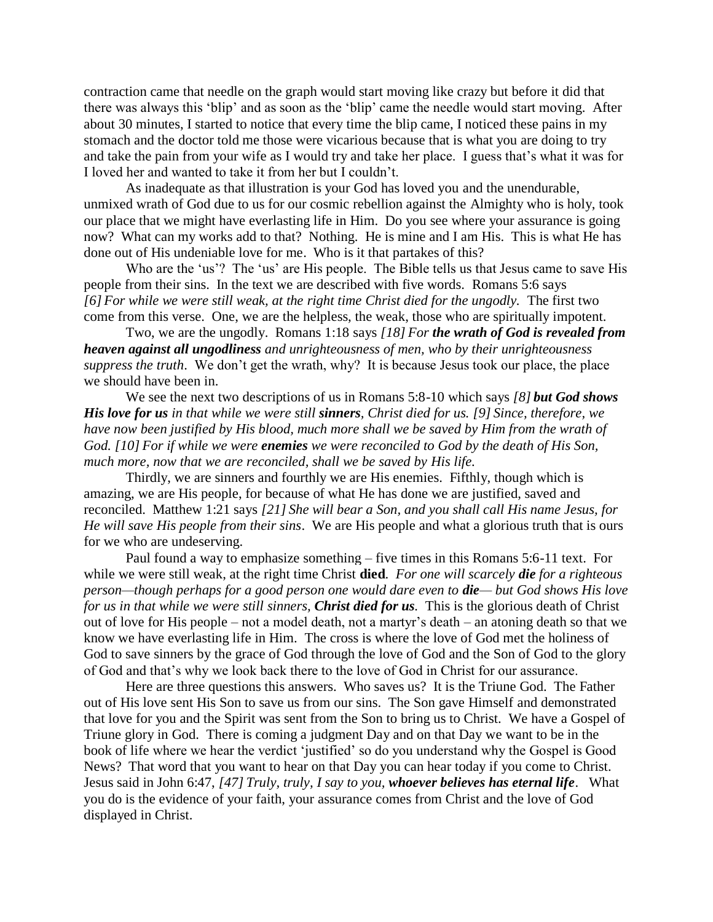contraction came that needle on the graph would start moving like crazy but before it did that there was always this 'blip' and as soon as the 'blip' came the needle would start moving. After about 30 minutes, I started to notice that every time the blip came, I noticed these pains in my stomach and the doctor told me those were vicarious because that is what you are doing to try and take the pain from your wife as I would try and take her place. I guess that's what it was for I loved her and wanted to take it from her but I couldn't.

As inadequate as that illustration is your God has loved you and the unendurable, unmixed wrath of God due to us for our cosmic rebellion against the Almighty who is holy, took our place that we might have everlasting life in Him. Do you see where your assurance is going now? What can my works add to that? Nothing. He is mine and I am His. This is what He has done out of His undeniable love for me. Who is it that partakes of this?

Who are the 'us'? The 'us' are His people. The Bible tells us that Jesus came to save His people from their sins. In the text we are described with five words. Romans 5:6 says *[6] For while we were still weak, at the right time Christ died for the ungodly.* The first two come from this verse. One, we are the helpless, the weak, those who are spiritually impotent.

Two, we are the ungodly. Romans 1:18 says *[18] For* ***the wrath of God is revealed from heaven against all ungodliness*** *and unrighteousness of men, who by their unrighteousness suppress the truth*. We don't get the wrath, why? It is because Jesus took our place, the place we should have been in.

We see the next two descriptions of us in Romans 5:8-10 which says *[8]* ***but God shows His love for us*** *in that while we were still* ***sinners****, Christ died for us. [9] Since, therefore, we have now been justified by His blood, much more shall we be saved by Him from the wrath of God. [10] For if while we were* ***enemies*** *we were reconciled to God by the death of His Son, much more, now that we are reconciled, shall we be saved by His life.*

Thirdly, we are sinners and fourthly we are His enemies. Fifthly, though which is amazing, we are His people, for because of what He has done we are justified, saved and reconciled. Matthew 1:21 says *[21] She will bear a Son, and you shall call His name Jesus, for He will save His people from their sins*. We are His people and what a glorious truth that is ours for we who are undeserving.

Paul found a way to emphasize something – five times in this Romans 5:6-11 text. For while we were still weak, at the right time Christ **died**. *For one will scarcely* ***die*** *for a righteous person—though perhaps for a good person one would dare even to* ***die****— but God shows His love for us in that while we were still sinners,* ***Christ died for us****.* This is the glorious death of Christ out of love for His people – not a model death, not a martyr's death – an atoning death so that we know we have everlasting life in Him. The cross is where the love of God met the holiness of God to save sinners by the grace of God through the love of God and the Son of God to the glory of God and that's why we look back there to the love of God in Christ for our assurance.

Here are three questions this answers. Who saves us? It is the Triune God. The Father out of His love sent His Son to save us from our sins. The Son gave Himself and demonstrated that love for you and the Spirit was sent from the Son to bring us to Christ. We have a Gospel of Triune glory in God. There is coming a judgment Day and on that Day we want to be in the book of life where we hear the verdict 'justified' so do you understand why the Gospel is Good News? That word that you want to hear on that Day you can hear today if you come to Christ. Jesus said in John 6:47, *[47] Truly, truly, I say to you,* ***whoever believes has eternal life****.* What you do is the evidence of your faith, your assurance comes from Christ and the love of God displayed in Christ.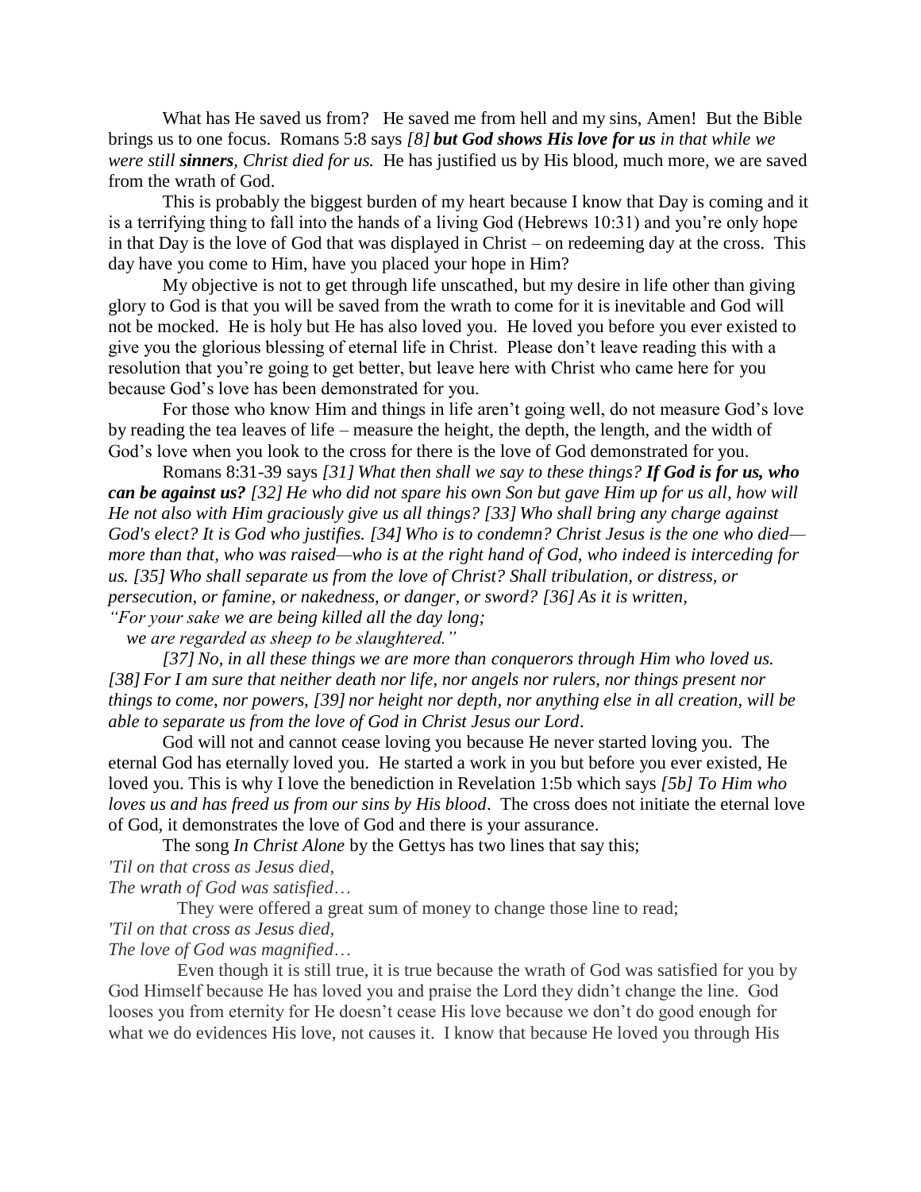What has He saved us from? He saved me from hell and my sins, Amen! But the Bible brings us to one focus. Romans 5:8 says *[8]* ***but God shows His love for us*** *in that while we were still* ***sinners****, Christ died for us.* He has justified us by His blood, much more, we are saved from the wrath of God.

This is probably the biggest burden of my heart because I know that Day is coming and it is a terrifying thing to fall into the hands of a living God (Hebrews 10:31) and you're only hope in that Day is the love of God that was displayed in Christ – on redeeming day at the cross. This day have you come to Him, have you placed your hope in Him?

My objective is not to get through life unscathed, but my desire in life other than giving glory to God is that you will be saved from the wrath to come for it is inevitable and God will not be mocked. He is holy but He has also loved you. He loved you before you ever existed to give you the glorious blessing of eternal life in Christ. Please don't leave reading this with a resolution that you're going to get better, but leave here with Christ who came here for you because God's love has been demonstrated for you.

For those who know Him and things in life aren't going well, do not measure God's love by reading the tea leaves of life – measure the height, the depth, the length, and the width of God's love when you look to the cross for there is the love of God demonstrated for you.

Romans 8:31-39 says *[31] What then shall we say to these things?* ***If God is for us, who can be against us?*** *[32] He who did not spare his own Son but gave Him up for us all, how will He not also with Him graciously give us all things? [33] Who shall bring any charge against God's elect? It is God who justifies. [34] Who is to condemn? Christ Jesus is the one who died—more than that, who was raised—who is at the right hand of God, who indeed is interceding for us. [35] Who shall separate us from the love of Christ? Shall tribulation, or distress, or persecution, or famine, or nakedness, or danger, or sword? [36] As it is written,*
*"For your sake we are being killed all the day long;*
*we are regarded as sheep to be slaughtered."*

*[37] No, in all these things we are more than conquerors through Him who loved us. [38] For I am sure that neither death nor life, nor angels nor rulers, nor things present nor things to come, nor powers, [39] nor height nor depth, nor anything else in all creation, will be able to separate us from the love of God in Christ Jesus our Lord*.

God will not and cannot cease loving you because He never started loving you. The eternal God has eternally loved you. He started a work in you but before you ever existed, He loved you. This is why I love the benediction in Revelation 1:5b which says *[5b] To Him who loves us and has freed us from our sins by His blood*. The cross does not initiate the eternal love of God, it demonstrates the love of God and there is your assurance.

The song *In Christ Alone* by the Gettys has two lines that say this;
*'Til on that cross as Jesus died,*
*The wrath of God was satisfied…*

They were offered a great sum of money to change those line to read;
*'Til on that cross as Jesus died,*
*The love of God was magnified…*

Even though it is still true, it is true because the wrath of God was satisfied for you by God Himself because He has loved you and praise the Lord they didn't change the line. God looses you from eternity for He doesn't cease His love because we don't do good enough for what we do evidences His love, not causes it. I know that because He loved you through His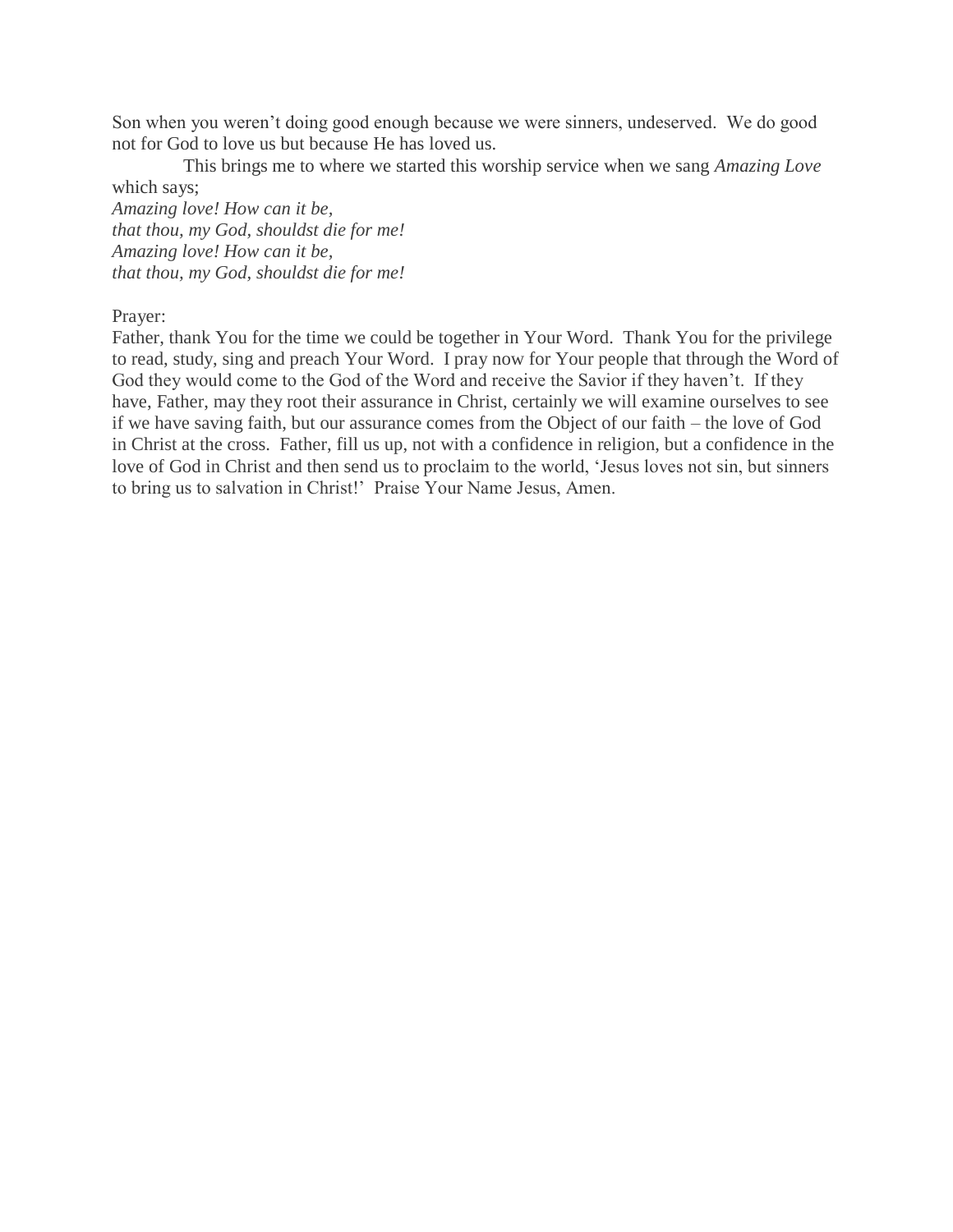Son when you weren't doing good enough because we were sinners, undeserved. We do good not for God to love us but because He has loved us.

This brings me to where we started this worship service when we sang *Amazing Love* which says;

*Amazing love! How can it be,*
*that thou, my God, shouldst die for me!*
*Amazing love! How can it be,*
*that thou, my God, shouldst die for me!*

Prayer:

Father, thank You for the time we could be together in Your Word. Thank You for the privilege to read, study, sing and preach Your Word. I pray now for Your people that through the Word of God they would come to the God of the Word and receive the Savior if they haven't. If they have, Father, may they root their assurance in Christ, certainly we will examine ourselves to see if we have saving faith, but our assurance comes from the Object of our faith – the love of God in Christ at the cross. Father, fill us up, not with a confidence in religion, but a confidence in the love of God in Christ and then send us to proclaim to the world, 'Jesus loves not sin, but sinners to bring us to salvation in Christ!' Praise Your Name Jesus, Amen.